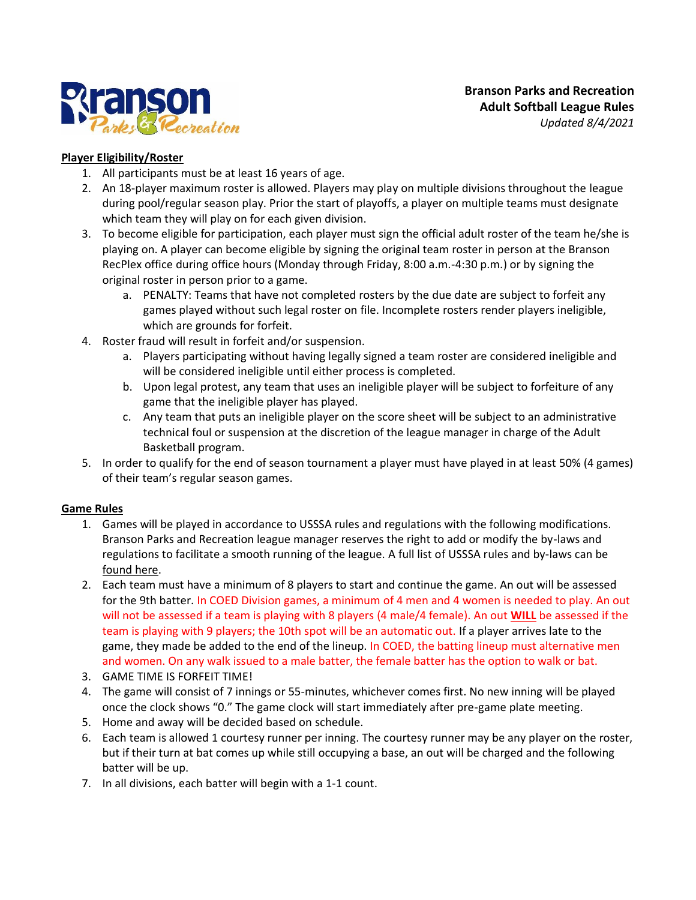**Branson Parks and Recreation**
**Adult Softball League Rules**
*Updated 8/4/2021*

## Player Eligibility/Roster

1. All participants must be at least 16 years of age.
2. An 18-player maximum roster is allowed. Players may play on multiple divisions throughout the league during pool/regular season play. Prior the start of playoffs, a player on multiple teams must designate which team they will play on for each given division.
3. To become eligible for participation, each player must sign the official adult roster of the team he/she is playing on. A player can become eligible by signing the original team roster in person at the Branson RecPlex office during office hours (Monday through Friday, 8:00 a.m.-4:30 p.m.) or by signing the original roster in person prior to a game.
   a. PENALTY: Teams that have not completed rosters by the due date are subject to forfeit any games played without such legal roster on file. Incomplete rosters render players ineligible, which are grounds for forfeit.
4. Roster fraud will result in forfeit and/or suspension.
   a. Players participating without having legally signed a team roster are considered ineligible and will be considered ineligible until either process is completed.
   b. Upon legal protest, any team that uses an ineligible player will be subject to forfeiture of any game that the ineligible player has played.
   c. Any team that puts an ineligible player on the score sheet will be subject to an administrative technical foul or suspension at the discretion of the league manager in charge of the Adult Basketball program.
5. In order to qualify for the end of season tournament a player must have played in at least 50% (4 games) of their team's regular season games.

## Game Rules

1. Games will be played in accordance to USSSA rules and regulations with the following modifications. Branson Parks and Recreation league manager reserves the right to add or modify the by-laws and regulations to facilitate a smooth running of the league. A full list of USSSA rules and by-laws can be found here.
2. Each team must have a minimum of 8 players to start and continue the game. An out will be assessed for the 9th batter. In COED Division games, a minimum of 4 men and 4 women is needed to play. An out will not be assessed if a team is playing with 8 players (4 male/4 female). An out **WILL** be assessed if the team is playing with 9 players; the 10th spot will be an automatic out. If a player arrives late to the game, they made be added to the end of the lineup. In COED, the batting lineup must alternative men and women. On any walk issued to a male batter, the female batter has the option to walk or bat.
3. GAME TIME IS FORFEIT TIME!
4. The game will consist of 7 innings or 55-minutes, whichever comes first. No new inning will be played once the clock shows "0." The game clock will start immediately after pre-game plate meeting.
5. Home and away will be decided based on schedule.
6. Each team is allowed 1 courtesy runner per inning. The courtesy runner may be any player on the roster, but if their turn at bat comes up while still occupying a base, an out will be charged and the following batter will be up.
7. In all divisions, each batter will begin with a 1-1 count.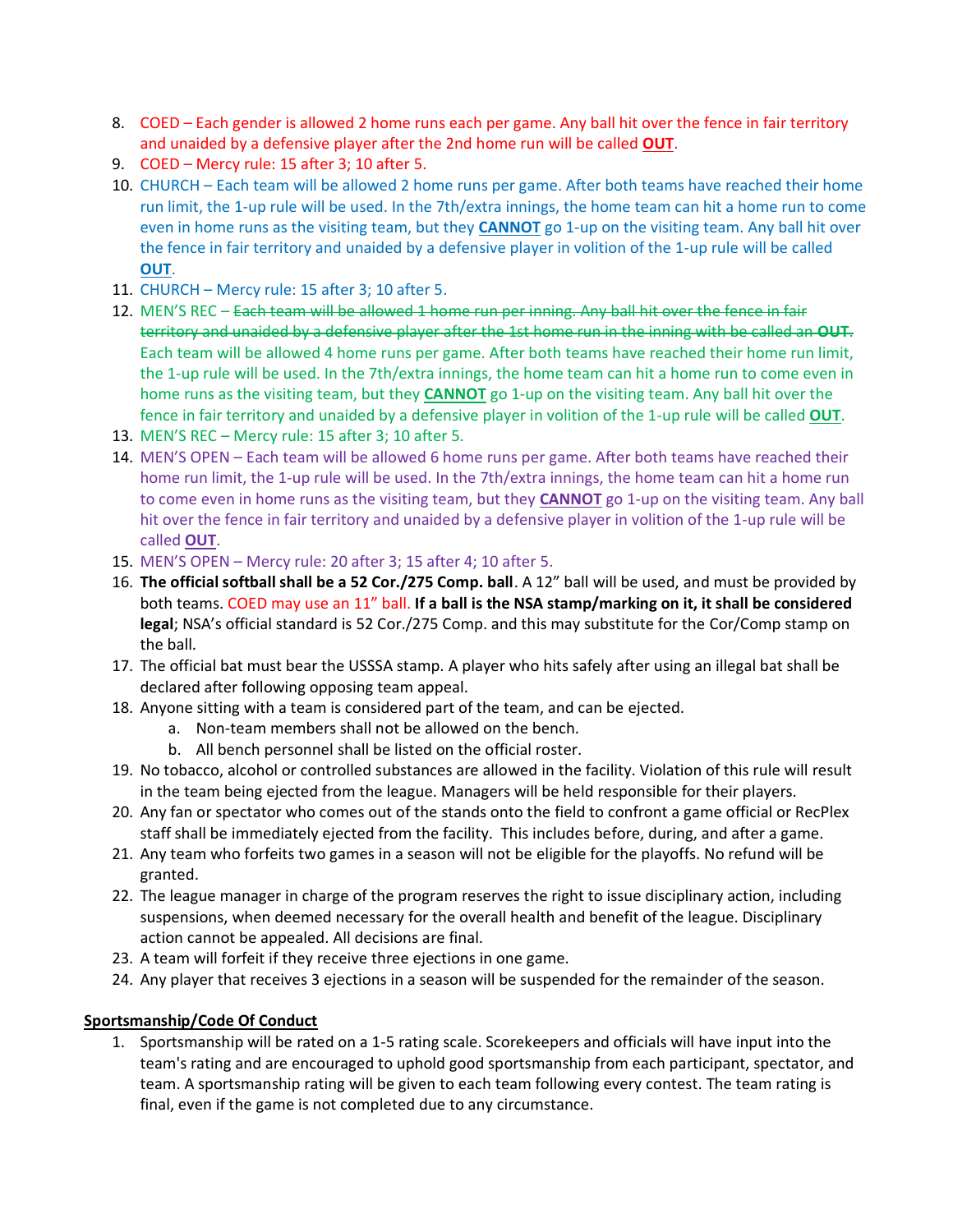8. COED – Each gender is allowed 2 home runs each per game. Any ball hit over the fence in fair territory and unaided by a defensive player after the 2nd home run will be called **OUT**.
9. COED – Mercy rule: 15 after 3; 10 after 5.
10. CHURCH – Each team will be allowed 2 home runs per game. After both teams have reached their home run limit, the 1-up rule will be used. In the 7th/extra innings, the home team can hit a home run to come even in home runs as the visiting team, but they **CANNOT** go 1-up on the visiting team. Any ball hit over the fence in fair territory and unaided by a defensive player in volition of the 1-up rule will be called **OUT**.
11. CHURCH – Mercy rule: 15 after 3; 10 after 5.
12. MEN'S REC – ~~Each team will be allowed 1 home run per inning. Any ball hit over the fence in fair territory and unaided by a defensive player after the 1st home run in the inning with be called an **OUT**.~~ Each team will be allowed 4 home runs per game. After both teams have reached their home run limit, the 1-up rule will be used. In the 7th/extra innings, the home team can hit a home run to come even in home runs as the visiting team, but they **CANNOT** go 1-up on the visiting team. Any ball hit over the fence in fair territory and unaided by a defensive player in volition of the 1-up rule will be called **OUT**.
13. MEN'S REC – Mercy rule: 15 after 3; 10 after 5.
14. MEN'S OPEN – Each team will be allowed 6 home runs per game. After both teams have reached their home run limit, the 1-up rule will be used. In the 7th/extra innings, the home team can hit a home run to come even in home runs as the visiting team, but they **CANNOT** go 1-up on the visiting team. Any ball hit over the fence in fair territory and unaided by a defensive player in volition of the 1-up rule will be called **OUT**.
15. MEN'S OPEN – Mercy rule: 20 after 3; 15 after 4; 10 after 5.
16. **The official softball shall be a 52 Cor./275 Comp. ball**. A 12" ball will be used, and must be provided by both teams. COED may use an 11" ball. **If a ball is the NSA stamp/marking on it, it shall be considered legal**; NSA's official standard is 52 Cor./275 Comp. and this may substitute for the Cor/Comp stamp on the ball.
17. The official bat must bear the USSSA stamp. A player who hits safely after using an illegal bat shall be declared after following opposing team appeal.
18. Anyone sitting with a team is considered part of the team, and can be ejected.
    a. Non-team members shall not be allowed on the bench.
    b. All bench personnel shall be listed on the official roster.
19. No tobacco, alcohol or controlled substances are allowed in the facility. Violation of this rule will result in the team being ejected from the league. Managers will be held responsible for their players.
20. Any fan or spectator who comes out of the stands onto the field to confront a game official or RecPlex staff shall be immediately ejected from the facility. This includes before, during, and after a game.
21. Any team who forfeits two games in a season will not be eligible for the playoffs. No refund will be granted.
22. The league manager in charge of the program reserves the right to issue disciplinary action, including suspensions, when deemed necessary for the overall health and benefit of the league. Disciplinary action cannot be appealed. All decisions are final.
23. A team will forfeit if they receive three ejections in one game.
24. Any player that receives 3 ejections in a season will be suspended for the remainder of the season.

**Sportsmanship/Code Of Conduct**

1. Sportsmanship will be rated on a 1-5 rating scale. Scorekeepers and officials will have input into the team's rating and are encouraged to uphold good sportsmanship from each participant, spectator, and team. A sportsmanship rating will be given to each team following every contest. The team rating is final, even if the game is not completed due to any circumstance.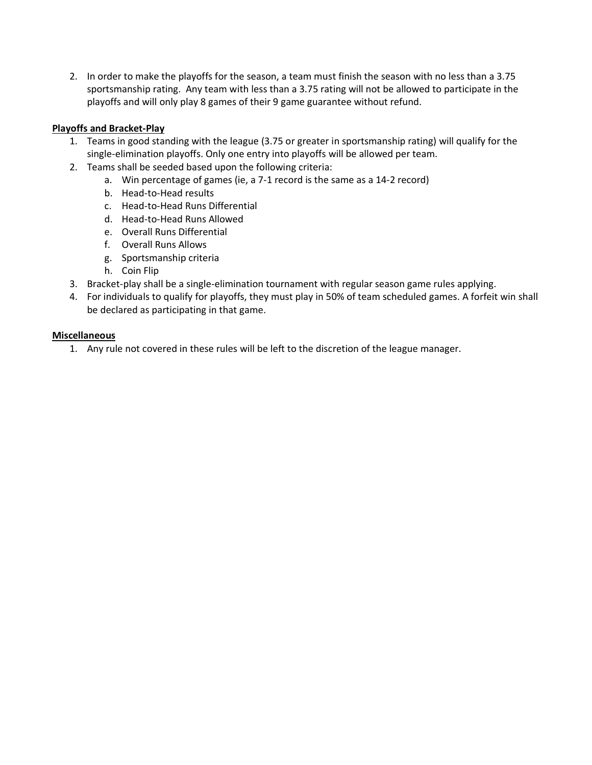2. In order to make the playoffs for the season, a team must finish the season with no less than a 3.75 sportsmanship rating. Any team with less than a 3.75 rating will not be allowed to participate in the playoffs and will only play 8 games of their 9 game guarantee without refund.

**Playoffs and Bracket-Play**

1. Teams in good standing with the league (3.75 or greater in sportsmanship rating) will qualify for the single-elimination playoffs. Only one entry into playoffs will be allowed per team.
2. Teams shall be seeded based upon the following criteria:
    a. Win percentage of games (ie, a 7-1 record is the same as a 14-2 record)
    b. Head-to-Head results
    c. Head-to-Head Runs Differential
    d. Head-to-Head Runs Allowed
    e. Overall Runs Differential
    f. Overall Runs Allows
    g. Sportsmanship criteria
    h. Coin Flip
3. Bracket-play shall be a single-elimination tournament with regular season game rules applying.
4. For individuals to qualify for playoffs, they must play in 50% of team scheduled games. A forfeit win shall be declared as participating in that game.

**Miscellaneous**

1. Any rule not covered in these rules will be left to the discretion of the league manager.